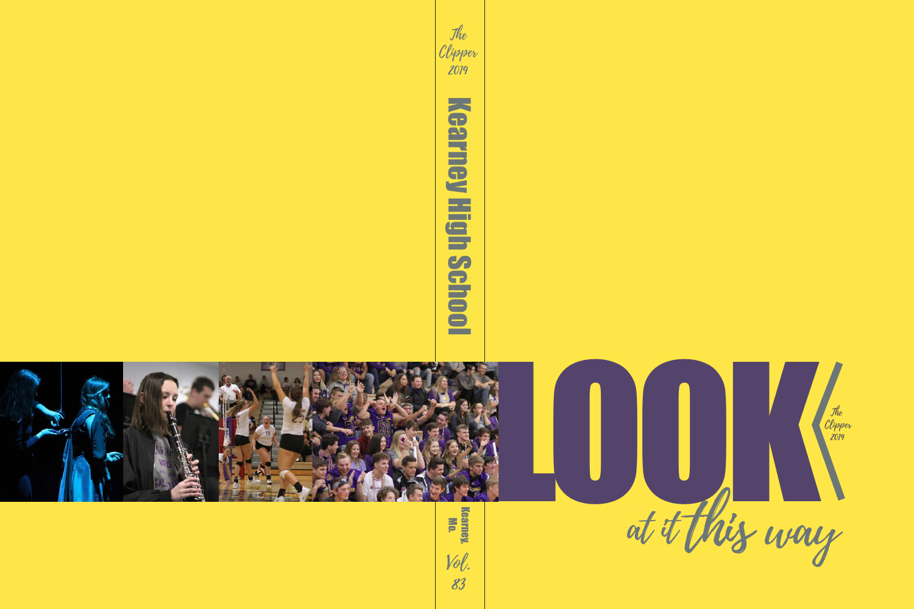The Clipper 2019

Kearney High School

Kearney, Mo.

Vol. 83

# LOOK

The Clipper 2019

at it this way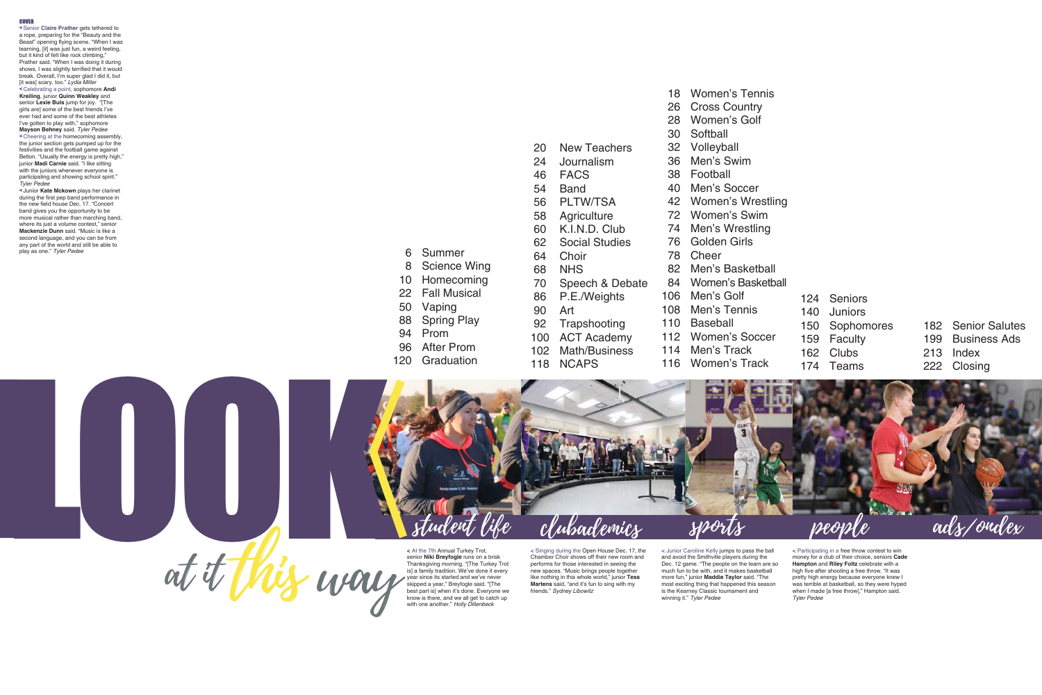**COVER**

< Senior **Claire Prather** gets tethered to a rope, preparing for the "Beauty and the Beast" opening flying scene. "When I was learning, [it] was just fun, a weird feeling, but it kind of felt like rock climbing," Prather said. "When I was doing it during shows, I was slightly terrified that it would break. Overall, I'm super glad I did it, but [it was] scary, too." *Lydia Miller*

< Celebrating a point, sophomore **Andi Kreiling**, junior **Quinn Weakley** and senior **Lexie Buls** jump for joy. "[The girls are] some of the best friends I've ever had and some of the best athletes I've gotten to play with," sophomore **Mayson Behney** said. *Tyler Pedee*

< Cheering at the homecoming assembly, the junior section gets pumped up for the festivities and the football game against Belton. "Usually the energy is pretty high," junior **Madi Carnie** said. "I like sitting with the juniors whenever everyone is participating and showing school spirit." *Tyler Pedee*

< Junior **Kate Mckown** plays her clarinet during the first pep band performance in the new field house Dec. 17. "Concert band gives you the opportunity to be more musical rather than marching band, where its just a volume contest," senior **Mackenzie Dunn** said. "Music is like a second language, and you can be from any part of the world and still be able to play as one." *Tyler Pedee*

# LOOK at it this way

## student life

- 6 Summer
- 8 Science Wing
- 10 Homecoming
- 22 Fall Musical
- 50 Vaping
- 88 Spring Play
- 94 Prom
- 96 After Prom
- 120 Graduation

< At the 7th Annual Turkey Trot, senior **Niki Breyfogle** runs on a brisk Thanksgiving morning. "[The Turkey Trot is] a family tradition. We've done it every year since its started and we've never skipped a year," Breyfogle said. "[The best part is] when it's done. Everyone we know is there, and we all get to catch up with one another." *Holly Dillenbeck*

## clubademics

- 20 New Teachers
- 24 Journalism
- 46 FACS
- 54 Band
- 56 PLTW/TSA
- 58 Agriculture
- 60 K.I.N.D. Club
- 62 Social Studies
- 64 Choir
- 68 NHS
- 70 Speech & Debate
- 86 P.E./Weights
- 90 Art
- 92 Trapshooting
- 100 ACT Academy
- 102 Math/Business
- 118 NCAPS

< Singing during the Open House Dec. 17, the Chamber Choir shows off their new room and performs for those interested in seeing the new spaces. "Music brings people together like nothing in this whole world," junior **Tess Martens** said, "and it's fun to sing with my friends." *Sydney Libowitz*

## sports

- 18 Women's Tennis
- 26 Cross Country
- 28 Women's Golf
- 30 Softball
- 32 Volleyball
- 36 Men's Swim
- 38 Football
- 40 Men's Soccer
- 42 Women's Wrestling
- 72 Women's Swim
- 74 Men's Wrestling
- 76 Golden Girls
- 78 Cheer
- 82 Men's Basketball
- 84 Women's Basketball
- 106 Men's Golf
- 108 Men's Tennis
- 110 Baseball
- 112 Women's Soccer
- 114 Men's Track
- 116 Women's Track

< Junior Caroline Kelly jumps to pass the ball and avoid the Smithville players during the Dec. 12 game. "The people on the team are so much fun to be with, and it makes basketball more fun," junior **Maddie Taylor** said. "The most exciting thing that happened this season is the Kearney Classic tournament and winning it." *Tyler Pedee*

## people

- 124 Seniors
- 140 Juniors
- 150 Sophomores
- 159 Faculty
- 162 Clubs
- 174 Teams

< Participating in a free throw contest to win money for a club of their choice, seniors **Cade Hampton** and **Riley Foltz** celebrate with a high five after shooting a free throw. "It was pretty high energy because everyone knew I was terrible at basketball, so they were hyped when I made [a free throw]," Hampton said. *Tyler Pedee*

## ads/index

- 182 Senior Salutes
- 199 Business Ads
- 213 Index
- 222 Closing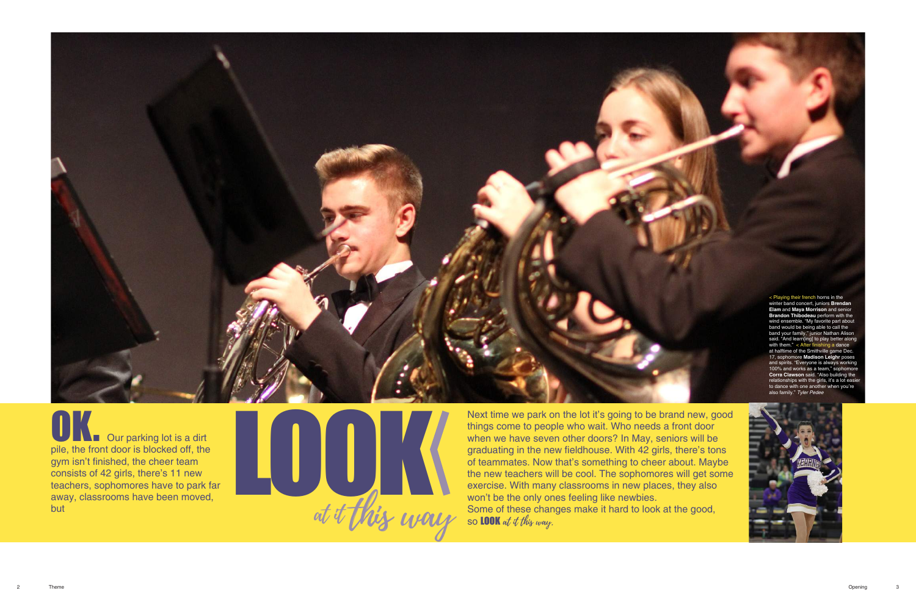< Playing their french horns in the winter band concert, juniors **Brendan Elam** and **Maya Morrison** and senior **Brandon Thibodeau** perform with the wind ensemble. "My favorite part about band would be being able to call the band your family," junior Nathan Alison said. "And learn[ing] to play better along with them." < After finishing a dance at halftime of the Smithville game Dec. 17, sophomore **Madison Leigh** poses and spirits. "Everyone is always working 100% and works as a team," sophomore **Corra Clawson** said. "Also building the relationships with the girls, it's a lot easier to dance with one another when you're also family." *Tyler Pedee*

**OK.** Our parking lot is a dirt pile, the front door is blocked off, the gym isn't finished, the cheer team consists of 42 girls, there's 11 new teachers, sophomores have to park far away, classrooms have been moved, but

# LOOK *at it this way*

Next time we park on the lot it's going to be brand new, good things come to people who wait. Who needs a front door when we have seven other doors? In May, seniors will be graduating in the new fieldhouse. With 42 girls, there's tons of teammates. Now that's something to cheer about. Maybe the new teachers will be cool. The sophomores will get some exercise. With many classrooms in new places, they also won't be the only ones feeling like newbies.
Some of these changes make it hard to look at the good, so **LOOK** *at it this way.*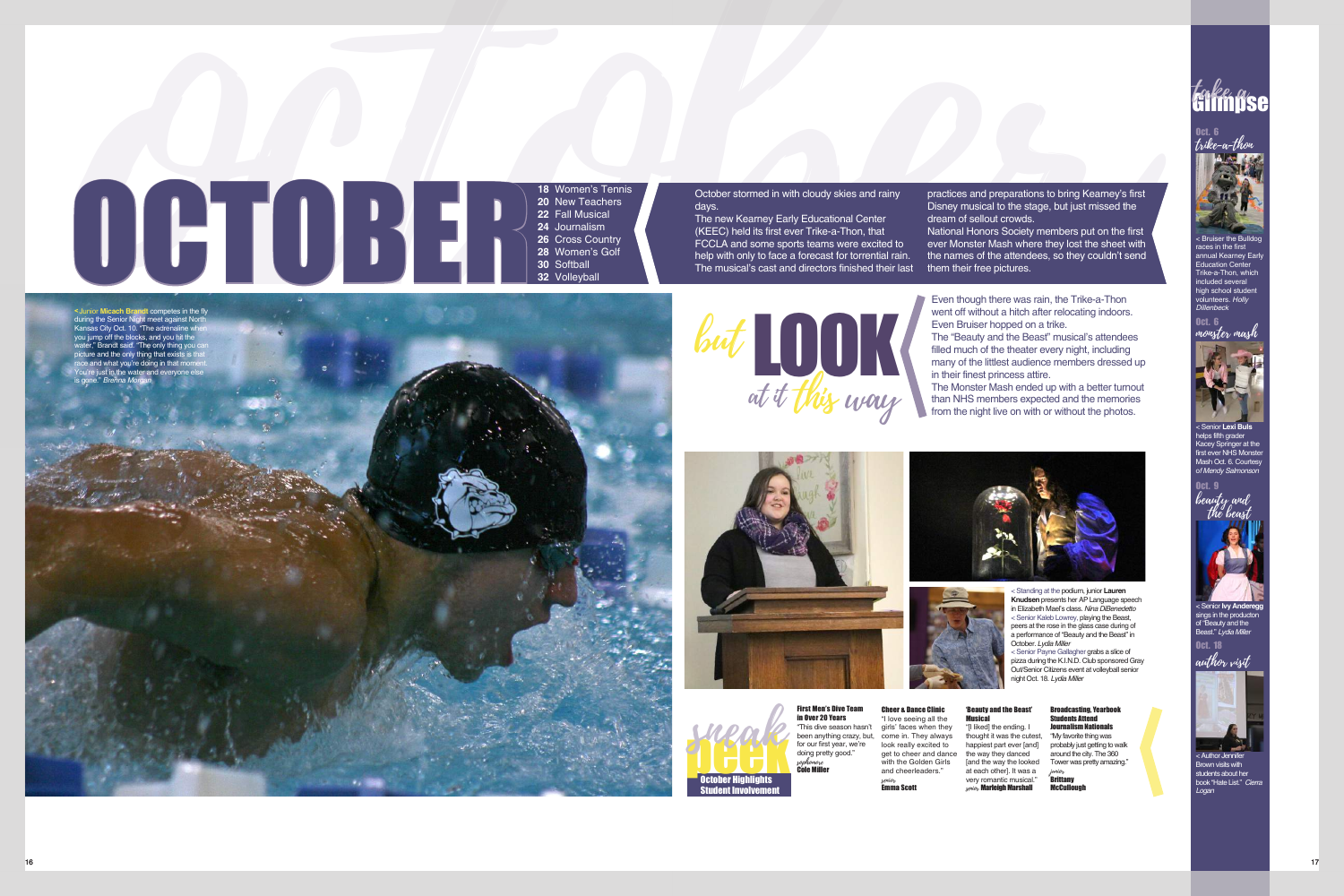# OCTOBER

**18** Women's Tennis
**20** New Teachers
**22** Fall Musical
**24** Journalism
**26** Cross Country
**28** Women's Golf
**30** Softball
**32** Volleyball

October stormed in with cloudy skies and rainy days.

The new Kearney Early Educational Center (KEEC) held its first ever Trike-a-Thon, that FCCLA and some sports teams were excited to help with only to face a forecast for torrential rain. The musical's cast and directors finished their last practices and preparations to bring Kearney's first Disney musical to the stage, but just missed the dream of sellout crowds.

National Honors Society members put on the first ever Monster Mash where they lost the sheet with the names of the attendees, so they couldn't send them their free pictures.

< Junior **Micach Brandt** competes in the fly during the Senior Night meet against North Kansas City Oct. 10. "The adrenaline when you jump off the blocks, and you hit the water," Brandt said. "The only thing you can picture and the only thing that exists is that race and what you're doing in that moment. You're just in the water and everyone else is gone." *Brenna Morgan*

## but LOOK at it this way

Even though there was rain, the Trike-a-Thon went off without a hitch after relocating indoors. Even Bruiser hopped on a trike.

The "Beauty and the Beast" musical's attendees filled much of the theater every night, including many of the littlest audience members dressed up in their finest princess attire.

The Monster Mash ended up with a better turnout than NHS members expected and the memories from the night live on with or without the photos.

< Standing at the podium, junior **Lauren Knudsen** presents her AP Language speech in Elizabeth Mael's class. *Nina DiBenedetto*
< Senior Kaleb Lowrey, playing the Beast, peers at the rose in the glass case during of a performance of "Beauty and the Beast" in October. *Lydia Miller*
< Senior Payne Gallagher grabs a slice of pizza during the K.I.N.D. Club sponsored Gray Out/Senior Citizens event at volleyball senior night Oct. 18. *Lydia Miller*

## sneak peek
**October Highlights Student Involvement**

**First Men's Dive Team in Over 20 Years**
"This dive season hasn't been anything crazy, but, for our first year, we're doing pretty good."
*sophomore* **Cole Miller**

**Cheer & Dance Clinic**
"I love seeing all the girls' faces when they come in. They always look really excited to get to cheer and dance with the Golden Girls and cheerleaders."
*senior* **Emma Scott**

**'Beauty and the Beast' Musical**
"[I liked] the ending. I thought it was the cutest, happiest part ever [and] the way they danced [and the way the looked at each other]. It was a very romantic musical."
*senior* **Marleigh Marshall**

**Broadcasting, Yearbook Students Attend Journalism Nationals**
"My favorite thing was probably just getting to walk around the city. The 360 Tower was pretty amazing."
*junior* **Brittany McCullough**

## take a Glimpse

**Oct. 6** *trike-a-thon*
< Bruiser the Bulldog races in the first annual Kearney Early Education Center Trike-a-Thon, which included several high school student volunteers. *Holly Dillenbeck*

**Oct. 6** *monster mash*
< Senior **Lexi Buls** helps fifth grader Kacey Springer at the first ever NHS Monster Mash Oct. 6. *Courtesy of Mendy Salmonson*

**Oct. 9** *beauty and the beast*
< Senior **Ivy Anderegg** sings in the production of "Beauty and the Beast." *Lydia Miller*

**Oct. 18** *author visit*
< Author Jennifer Brown visits with students about her book "Hate List." *Cierra Logan*